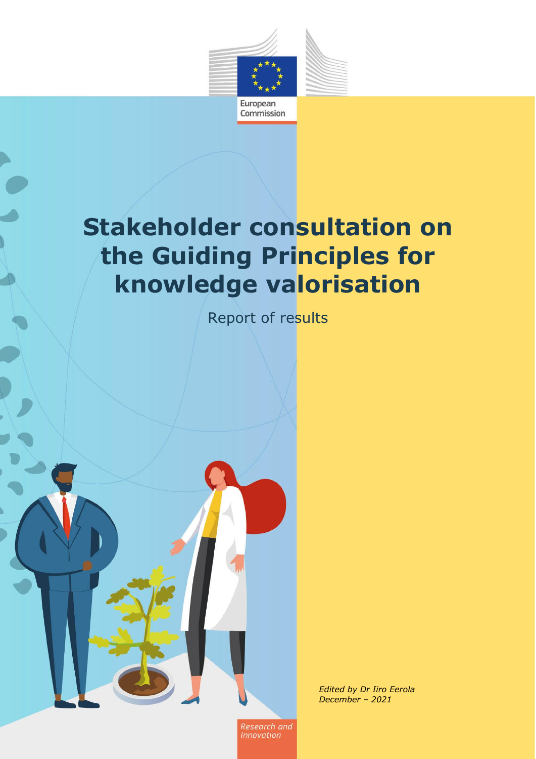European Commission

# Stakeholder consultation on the Guiding Principles for knowledge valorisation

Report of results

*Edited by Dr Iiro Eerola*
*December – 2021*

*Research and Innovation*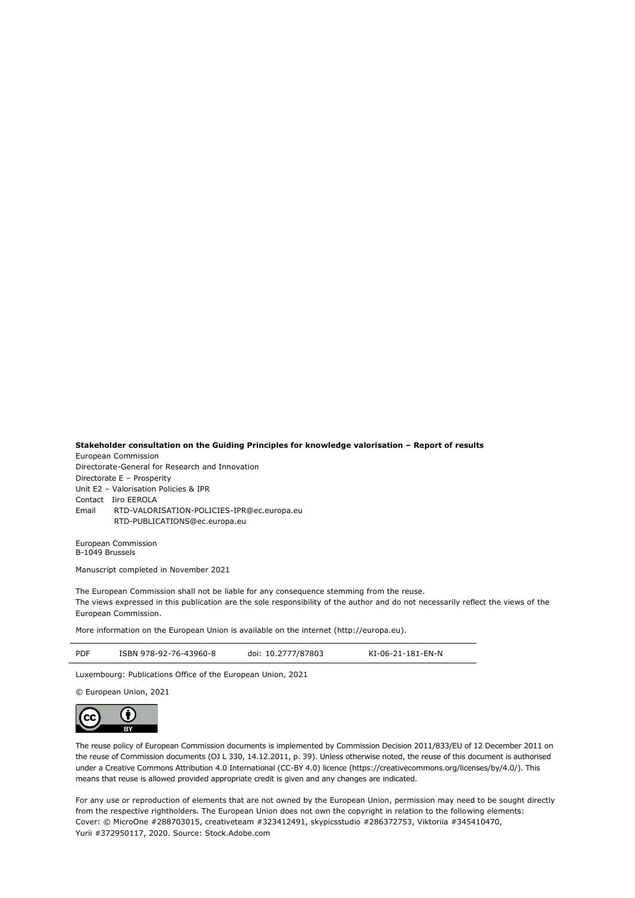**Stakeholder consultation on the Guiding Principles for knowledge valorisation – Report of results**

European Commission
Directorate-General for Research and Innovation
Directorate E – Prosperity
Unit E2 – Valorisation Policies & IPR
Contact Iiro EEROLA
Email RTD-VALORISATION-POLICIES-IPR@ec.europa.eu
RTD-PUBLICATIONS@ec.europa.eu

European Commission
B-1049 Brussels

Manuscript completed in November 2021

The European Commission shall not be liable for any consequence stemming from the reuse.
The views expressed in this publication are the sole responsibility of the author and do not necessarily reflect the views of the European Commission.

More information on the European Union is available on the internet (http://europa.eu).

| PDF | ISBN 978-92-76-43960-8 | doi: 10.2777/87803 | KI-06-21-181-EN-N |
|---|---|---|---|

Luxembourg: Publications Office of the European Union, 2021

© European Union, 2021

The reuse policy of European Commission documents is implemented by Commission Decision 2011/833/EU of 12 December 2011 on the reuse of Commission documents (OJ L 330, 14.12.2011, p. 39). Unless otherwise noted, the reuse of this document is authorised under a Creative Commons Attribution 4.0 International (CC-BY 4.0) licence (https://creativecommons.org/licenses/by/4.0/). This means that reuse is allowed provided appropriate credit is given and any changes are indicated.

For any use or reproduction of elements that are not owned by the European Union, permission may need to be sought directly from the respective rightholders. The European Union does not own the copyright in relation to the following elements:
Cover: © MicroOne #288703015, creativeteam #323412491, skypicsstudio #286372753, Viktoriia #345410470, Yurii #372950117, 2020. Source: Stock.Adobe.com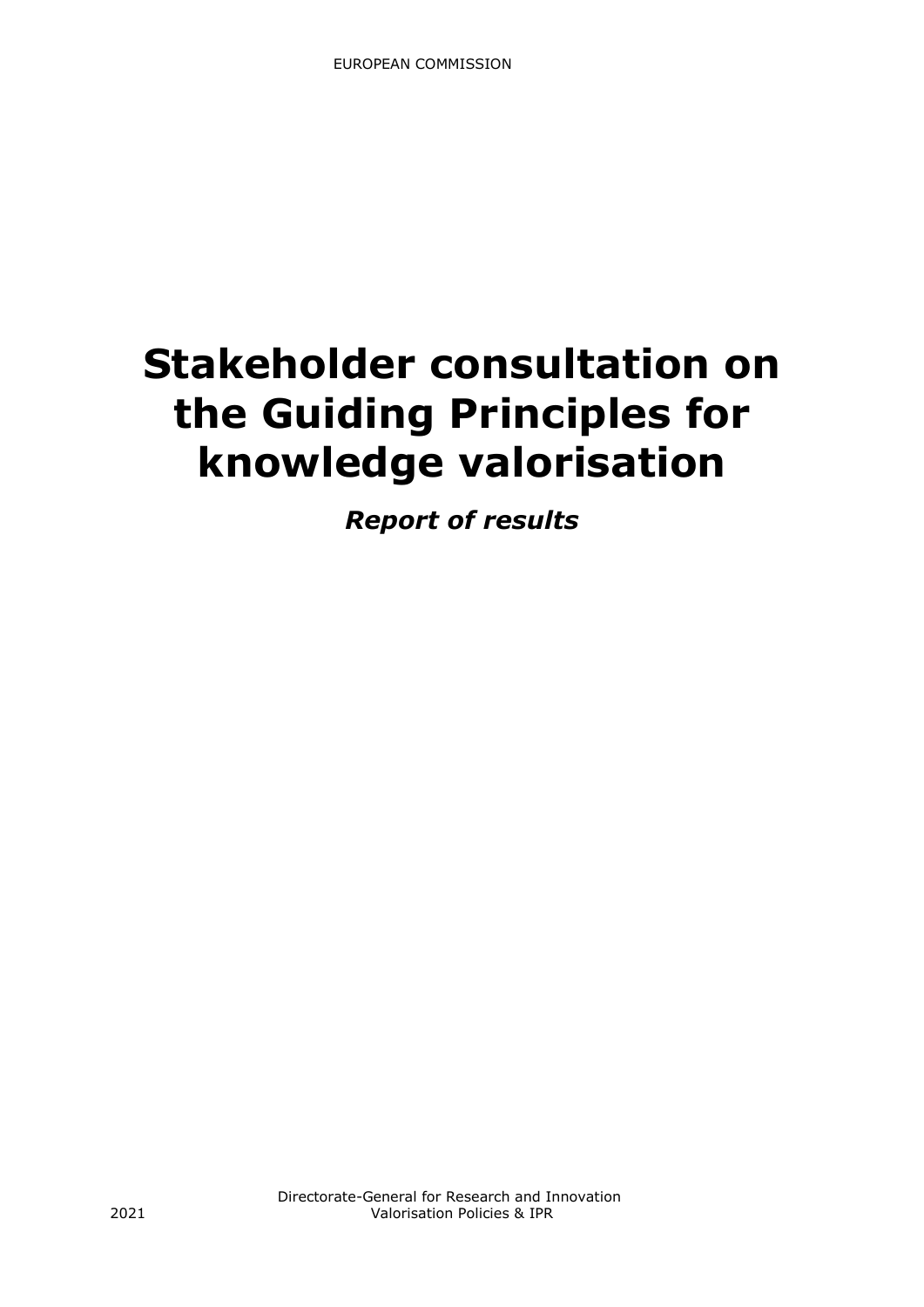EUROPEAN COMMISSION

# Stakeholder consultation on the Guiding Principles for knowledge valorisation

***Report of results***

Directorate-General for Research and Innovation
Valorisation Policies & IPR

2021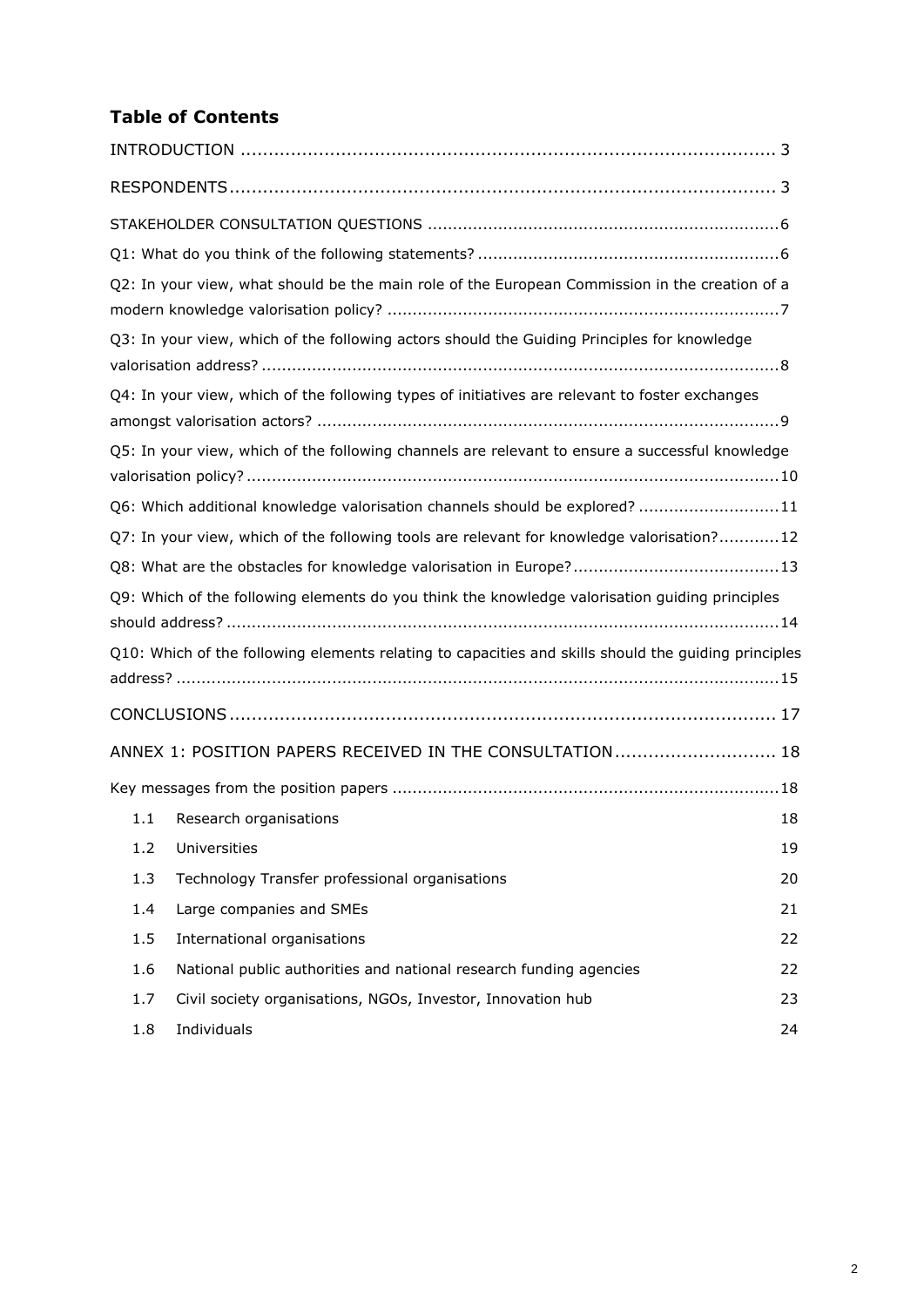## Table of Contents

INTRODUCTION .................................................................................................. 3

RESPONDENTS.................................................................................................. 3

STAKEHOLDER CONSULTATION QUESTIONS ......................................................................6

Q1: What do you think of the following statements? ............................................................6

Q2: In your view, what should be the main role of the European Commission in the creation of a modern knowledge valorisation policy? ..............................................................................7

Q3: In your view, which of the following actors should the Guiding Principles for knowledge valorisation address? .......................................................................................................8

Q4: In your view, which of the following types of initiatives are relevant to foster exchanges amongst valorisation actors? ............................................................................................9

Q5: In your view, which of the following channels are relevant to ensure a successful knowledge valorisation policy? ..........................................................................................................10

Q6: Which additional knowledge valorisation channels should be explored? ............................11

Q7: In your view, which of the following tools are relevant for knowledge valorisation?............12

Q8: What are the obstacles for knowledge valorisation in Europe?.........................................13

Q9: Which of the following elements do you think the knowledge valorisation guiding principles should address? .............................................................................................................14

Q10: Which of the following elements relating to capacities and skills should the guiding principles address? .......................................................................................................................15

CONCLUSIONS.................................................................................................. 17

ANNEX 1: POSITION PAPERS RECEIVED IN THE CONSULTATION............................. 18

Key messages from the position papers ............................................................................18

- 1.1 Research organisations — 18
- 1.2 Universities — 19
- 1.3 Technology Transfer professional organisations — 20
- 1.4 Large companies and SMEs — 21
- 1.5 International organisations — 22
- 1.6 National public authorities and national research funding agencies — 22
- 1.7 Civil society organisations, NGOs, Investor, Innovation hub — 23
- 1.8 Individuals — 24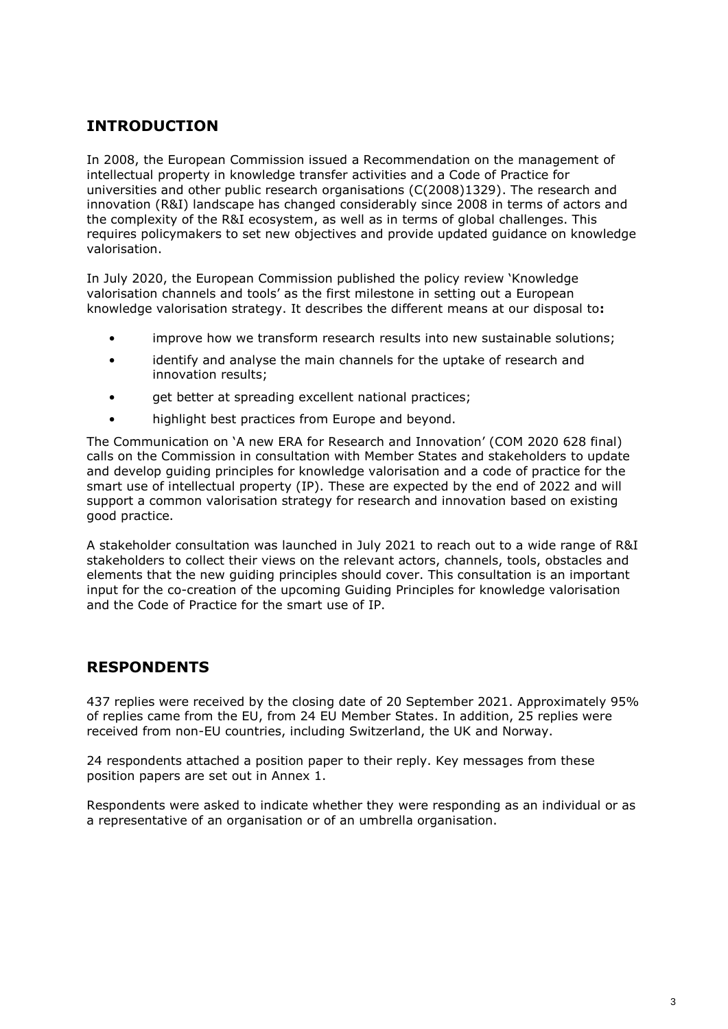## INTRODUCTION

In 2008, the European Commission issued a Recommendation on the management of intellectual property in knowledge transfer activities and a Code of Practice for universities and other public research organisations (C(2008)1329). The research and innovation (R&I) landscape has changed considerably since 2008 in terms of actors and the complexity of the R&I ecosystem, as well as in terms of global challenges. This requires policymakers to set new objectives and provide updated guidance on knowledge valorisation.

In July 2020, the European Commission published the policy review 'Knowledge valorisation channels and tools' as the first milestone in setting out a European knowledge valorisation strategy. It describes the different means at our disposal to**:**

- improve how we transform research results into new sustainable solutions;
- identify and analyse the main channels for the uptake of research and innovation results;
- get better at spreading excellent national practices;
- highlight best practices from Europe and beyond.

The Communication on 'A new ERA for Research and Innovation' (COM 2020 628 final) calls on the Commission in consultation with Member States and stakeholders to update and develop guiding principles for knowledge valorisation and a code of practice for the smart use of intellectual property (IP). These are expected by the end of 2022 and will support a common valorisation strategy for research and innovation based on existing good practice.

A stakeholder consultation was launched in July 2021 to reach out to a wide range of R&I stakeholders to collect their views on the relevant actors, channels, tools, obstacles and elements that the new guiding principles should cover. This consultation is an important input for the co-creation of the upcoming Guiding Principles for knowledge valorisation and the Code of Practice for the smart use of IP.

## RESPONDENTS

437 replies were received by the closing date of 20 September 2021. Approximately 95% of replies came from the EU, from 24 EU Member States. In addition, 25 replies were received from non-EU countries, including Switzerland, the UK and Norway.

24 respondents attached a position paper to their reply. Key messages from these position papers are set out in Annex 1.

Respondents were asked to indicate whether they were responding as an individual or as a representative of an organisation or of an umbrella organisation.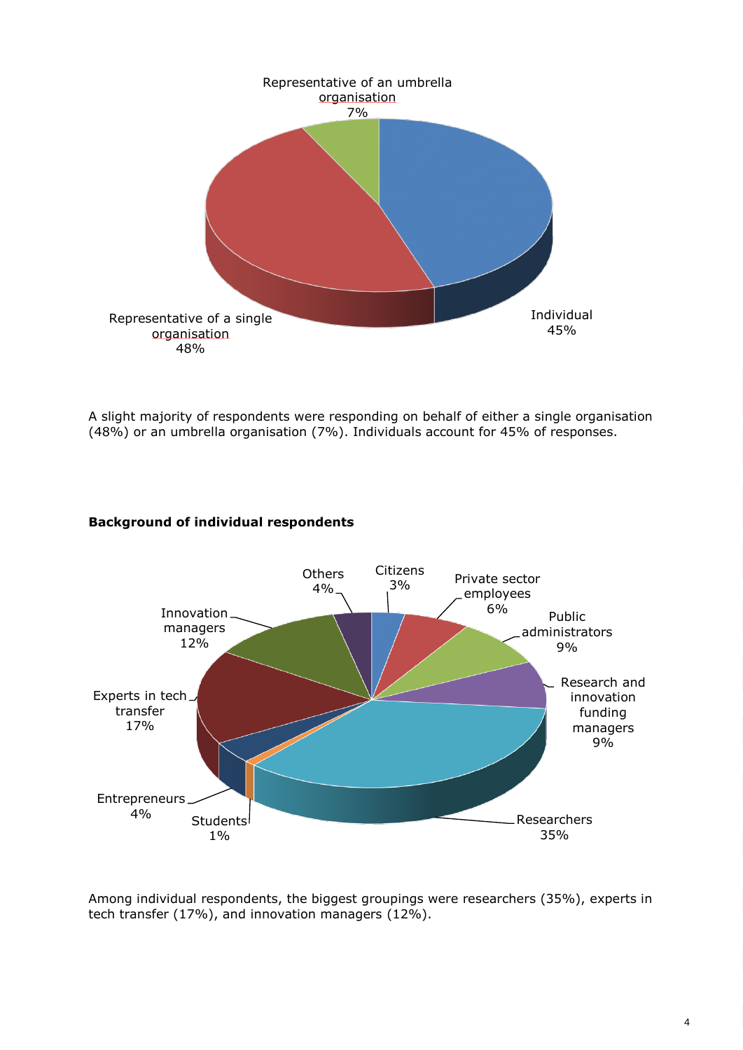A slight majority of respondents were responding on behalf of either a single organisation (48%) or an umbrella organisation (7%). Individuals account for 45% of responses.

**Background of individual respondents**

Among individual respondents, the biggest groupings were researchers (35%), experts in tech transfer (17%), and innovation managers (12%).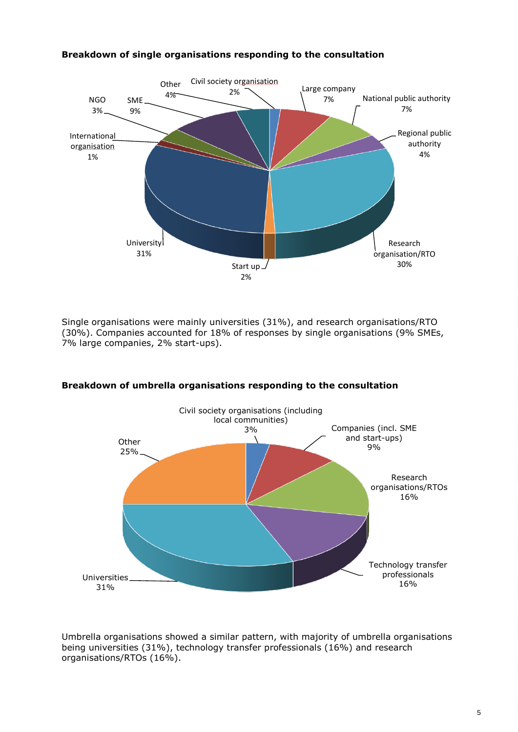**Breakdown of single organisations responding to the consultation**

Single organisations were mainly universities (31%), and research organisations/RTO (30%). Companies accounted for 18% of responses by single organisations (9% SMEs, 7% large companies, 2% start-ups).

**Breakdown of umbrella organisations responding to the consultation**

Umbrella organisations showed a similar pattern, with majority of umbrella organisations being universities (31%), technology transfer professionals (16%) and research organisations/RTOs (16%).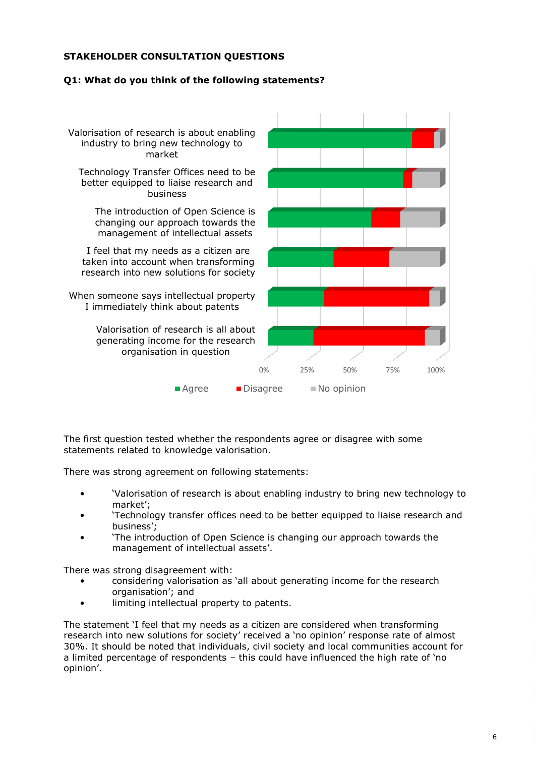**STAKEHOLDER CONSULTATION QUESTIONS**

**Q1: What do you think of the following statements?**

The first question tested whether the respondents agree or disagree with some statements related to knowledge valorisation.

There was strong agreement on following statements:

- 'Valorisation of research is about enabling industry to bring new technology to market';
- 'Technology transfer offices need to be better equipped to liaise research and business';
- 'The introduction of Open Science is changing our approach towards the management of intellectual assets'.

There was strong disagreement with:

- considering valorisation as 'all about generating income for the research organisation'; and
- limiting intellectual property to patents.

The statement 'I feel that my needs as a citizen are considered when transforming research into new solutions for society' received a 'no opinion' response rate of almost 30%. It should be noted that individuals, civil society and local communities account for a limited percentage of respondents – this could have influenced the high rate of 'no opinion'.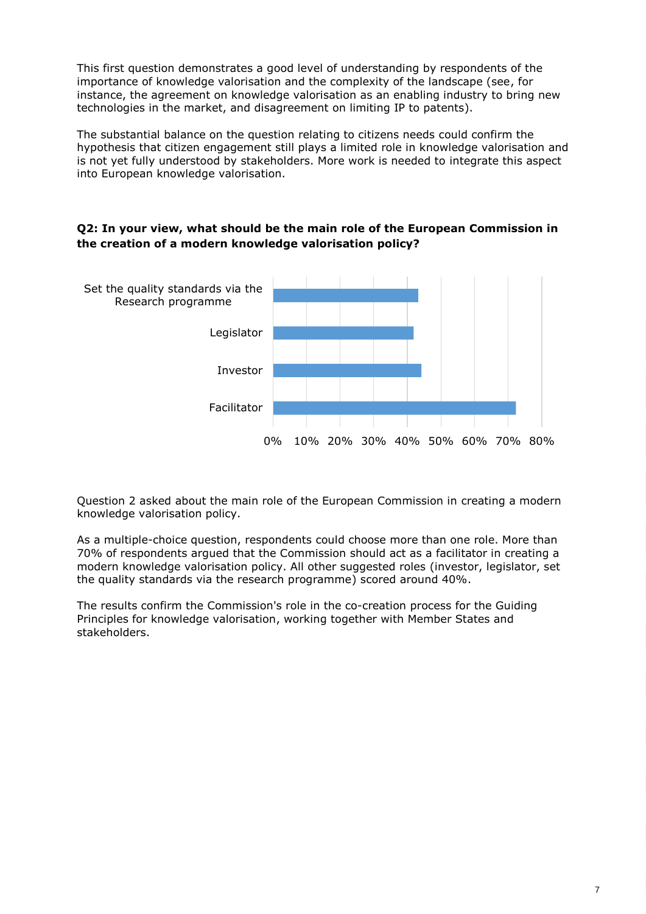This first question demonstrates a good level of understanding by respondents of the importance of knowledge valorisation and the complexity of the landscape (see, for instance, the agreement on knowledge valorisation as an enabling industry to bring new technologies in the market, and disagreement on limiting IP to patents).

The substantial balance on the question relating to citizens needs could confirm the hypothesis that citizen engagement still plays a limited role in knowledge valorisation and is not yet fully understood by stakeholders. More work is needed to integrate this aspect into European knowledge valorisation.

**Q2: In your view, what should be the main role of the European Commission in the creation of a modern knowledge valorisation policy?**

Set the quality standards via the Research programme

Legislator

Investor

Facilitator

0% 10% 20% 30% 40% 50% 60% 70% 80%

Question 2 asked about the main role of the European Commission in creating a modern knowledge valorisation policy.

As a multiple-choice question, respondents could choose more than one role. More than 70% of respondents argued that the Commission should act as a facilitator in creating a modern knowledge valorisation policy. All other suggested roles (investor, legislator, set the quality standards via the research programme) scored around 40%.

The results confirm the Commission's role in the co-creation process for the Guiding Principles for knowledge valorisation, working together with Member States and stakeholders.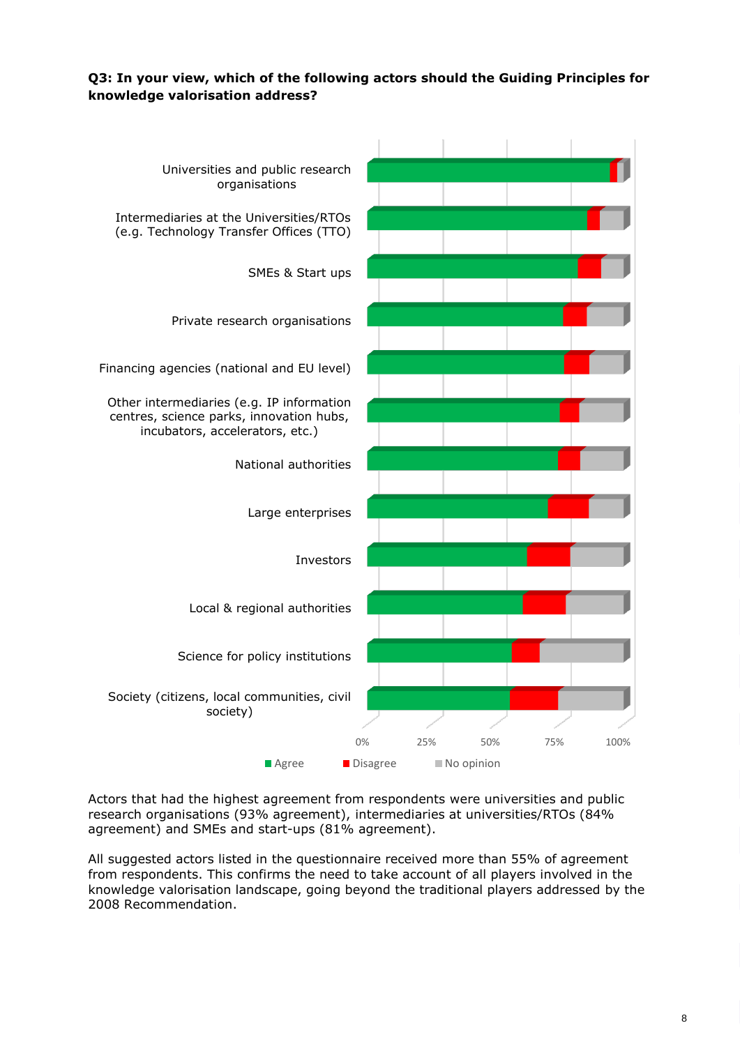**Q3: In your view, which of the following actors should the Guiding Principles for knowledge valorisation address?**

Actors that had the highest agreement from respondents were universities and public research organisations (93% agreement), intermediaries at universities/RTOs (84% agreement) and SMEs and start-ups (81% agreement).

All suggested actors listed in the questionnaire received more than 55% of agreement from respondents. This confirms the need to take account of all players involved in the knowledge valorisation landscape, going beyond the traditional players addressed by the 2008 Recommendation.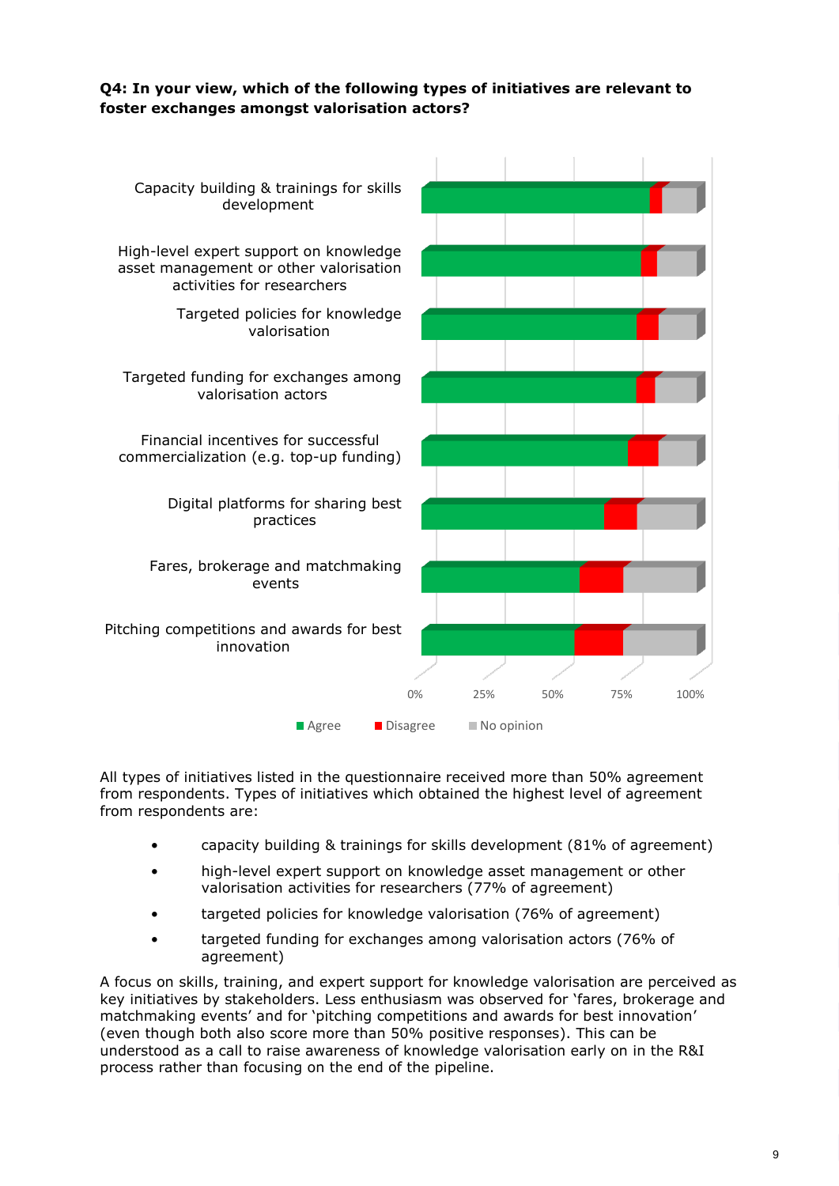**Q4: In your view, which of the following types of initiatives are relevant to foster exchanges amongst valorisation actors?**

Capacity building & trainings for skills development

High-level expert support on knowledge asset management or other valorisation activities for researchers

Targeted policies for knowledge valorisation

Targeted funding for exchanges among valorisation actors

Financial incentives for successful commercialization (e.g. top-up funding)

Digital platforms for sharing best practices

Fares, brokerage and matchmaking events

Pitching competitions and awards for best innovation

0% 25% 50% 75% 100%

Agree Disagree No opinion

All types of initiatives listed in the questionnaire received more than 50% agreement from respondents. Types of initiatives which obtained the highest level of agreement from respondents are:

- capacity building & trainings for skills development (81% of agreement)
- high-level expert support on knowledge asset management or other valorisation activities for researchers (77% of agreement)
- targeted policies for knowledge valorisation (76% of agreement)
- targeted funding for exchanges among valorisation actors (76% of agreement)

A focus on skills, training, and expert support for knowledge valorisation are perceived as key initiatives by stakeholders. Less enthusiasm was observed for 'fares, brokerage and matchmaking events' and for 'pitching competitions and awards for best innovation' (even though both also score more than 50% positive responses). This can be understood as a call to raise awareness of knowledge valorisation early on in the R&I process rather than focusing on the end of the pipeline.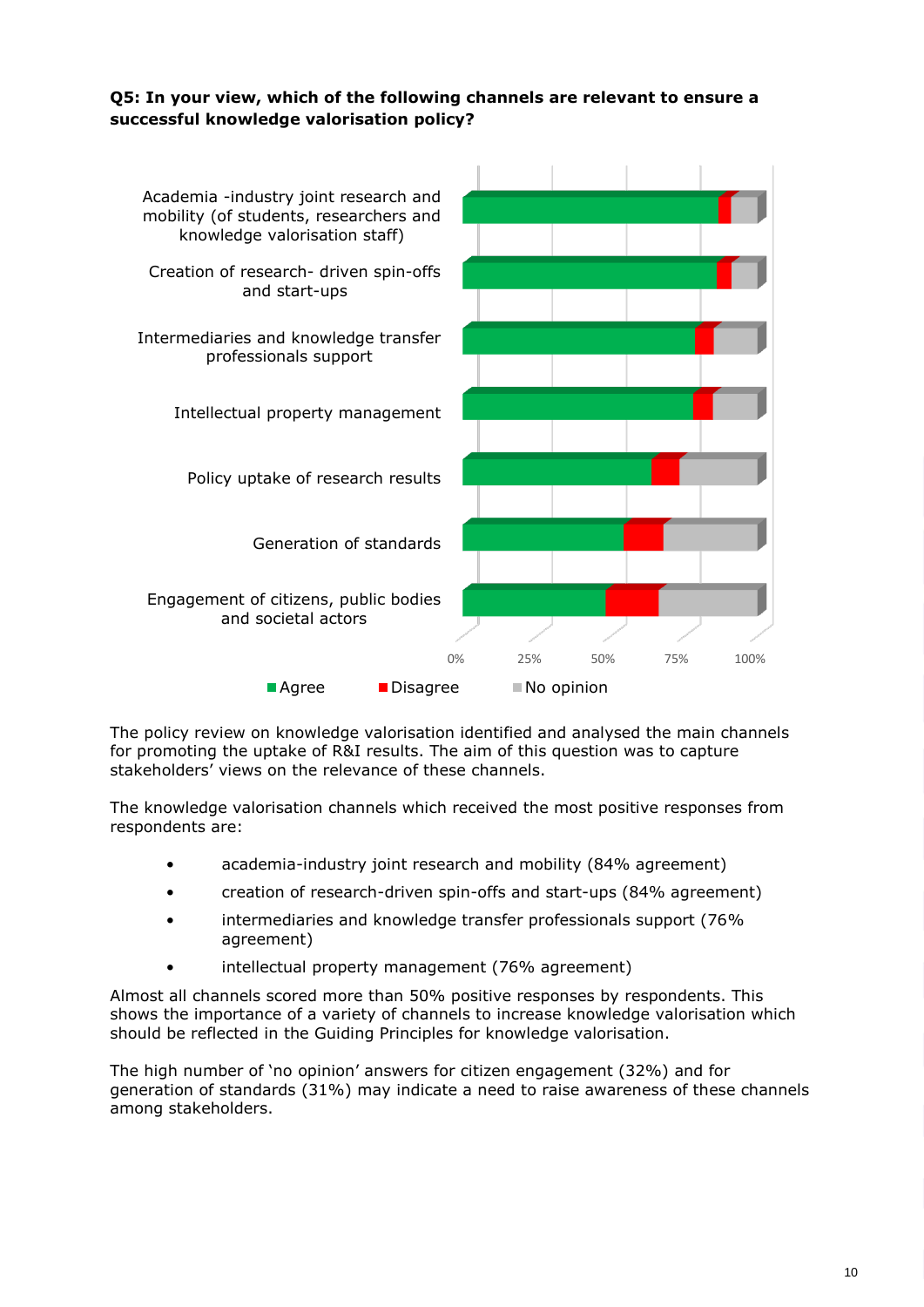**Q5: In your view, which of the following channels are relevant to ensure a successful knowledge valorisation policy?**

Academia -industry joint research and mobility (of students, researchers and knowledge valorisation staff)

Creation of research- driven spin-offs and start-ups

Intermediaries and knowledge transfer professionals support

Intellectual property management

Policy uptake of research results

Generation of standards

Engagement of citizens, public bodies and societal actors

0% 25% 50% 75% 100%

Agree Disagree No opinion

The policy review on knowledge valorisation identified and analysed the main channels for promoting the uptake of R&I results. The aim of this question was to capture stakeholders' views on the relevance of these channels.

The knowledge valorisation channels which received the most positive responses from respondents are:

- academia-industry joint research and mobility (84% agreement)
- creation of research-driven spin-offs and start-ups (84% agreement)
- intermediaries and knowledge transfer professionals support (76% agreement)
- intellectual property management (76% agreement)

Almost all channels scored more than 50% positive responses by respondents. This shows the importance of a variety of channels to increase knowledge valorisation which should be reflected in the Guiding Principles for knowledge valorisation.

The high number of 'no opinion' answers for citizen engagement (32%) and for generation of standards (31%) may indicate a need to raise awareness of these channels among stakeholders.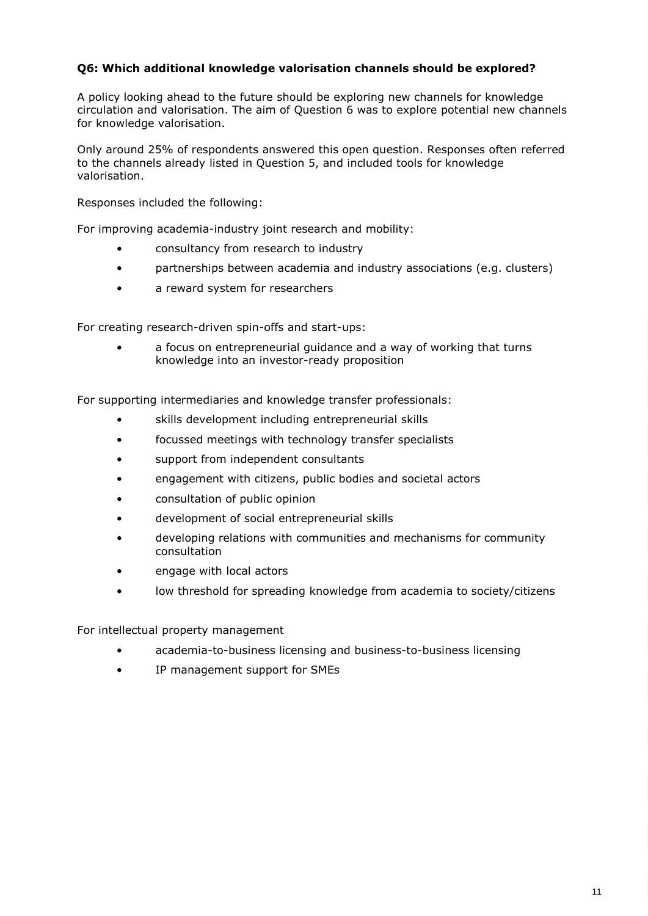**Q6: Which additional knowledge valorisation channels should be explored?**

A policy looking ahead to the future should be exploring new channels for knowledge circulation and valorisation. The aim of Question 6 was to explore potential new channels for knowledge valorisation.

Only around 25% of respondents answered this open question. Responses often referred to the channels already listed in Question 5, and included tools for knowledge valorisation.

Responses included the following:

For improving academia-industry joint research and mobility:

- consultancy from research to industry
- partnerships between academia and industry associations (e.g. clusters)
- a reward system for researchers

For creating research-driven spin-offs and start-ups:

- a focus on entrepreneurial guidance and a way of working that turns knowledge into an investor-ready proposition

For supporting intermediaries and knowledge transfer professionals:

- skills development including entrepreneurial skills
- focussed meetings with technology transfer specialists
- support from independent consultants
- engagement with citizens, public bodies and societal actors
- consultation of public opinion
- development of social entrepreneurial skills
- developing relations with communities and mechanisms for community consultation
- engage with local actors
- low threshold for spreading knowledge from academia to society/citizens

For intellectual property management

- academia-to-business licensing and business-to-business licensing
- IP management support for SMEs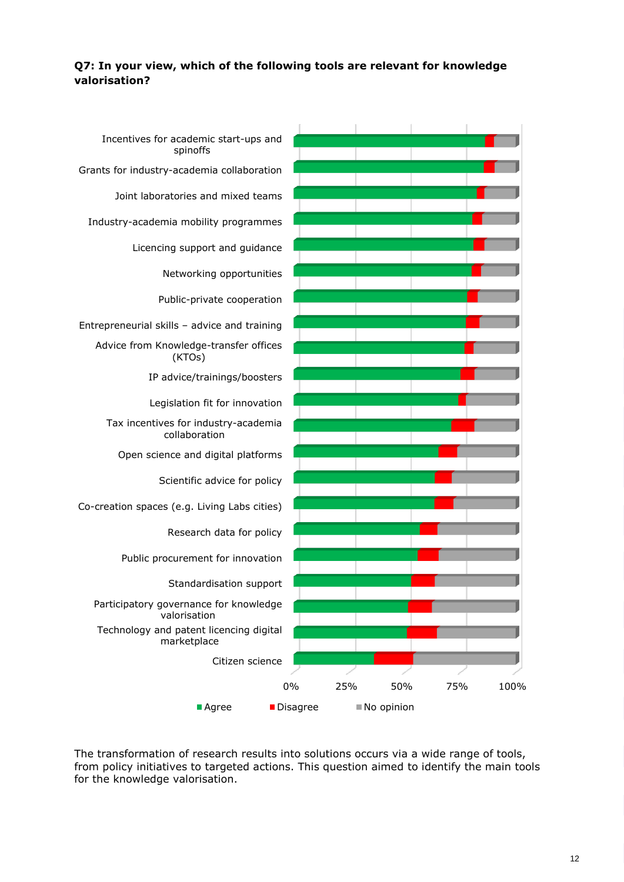**Q7: In your view, which of the following tools are relevant for knowledge valorisation?**

Incentives for academic start-ups and spinoffs

Grants for industry-academia collaboration

Joint laboratories and mixed teams

Industry-academia mobility programmes

Licencing support and guidance

Networking opportunities

Public-private cooperation

Entrepreneurial skills – advice and training

Advice from Knowledge-transfer offices (KTOs)

IP advice/trainings/boosters

Legislation fit for innovation

Tax incentives for industry-academia collaboration

Open science and digital platforms

Scientific advice for policy

Co-creation spaces (e.g. Living Labs cities)

Research data for policy

Public procurement for innovation

Standardisation support

Participatory governance for knowledge valorisation

Technology and patent licencing digital marketplace

Citizen science

0% 25% 50% 75% 100%

Agree Disagree No opinion

The transformation of research results into solutions occurs via a wide range of tools, from policy initiatives to targeted actions. This question aimed to identify the main tools for the knowledge valorisation.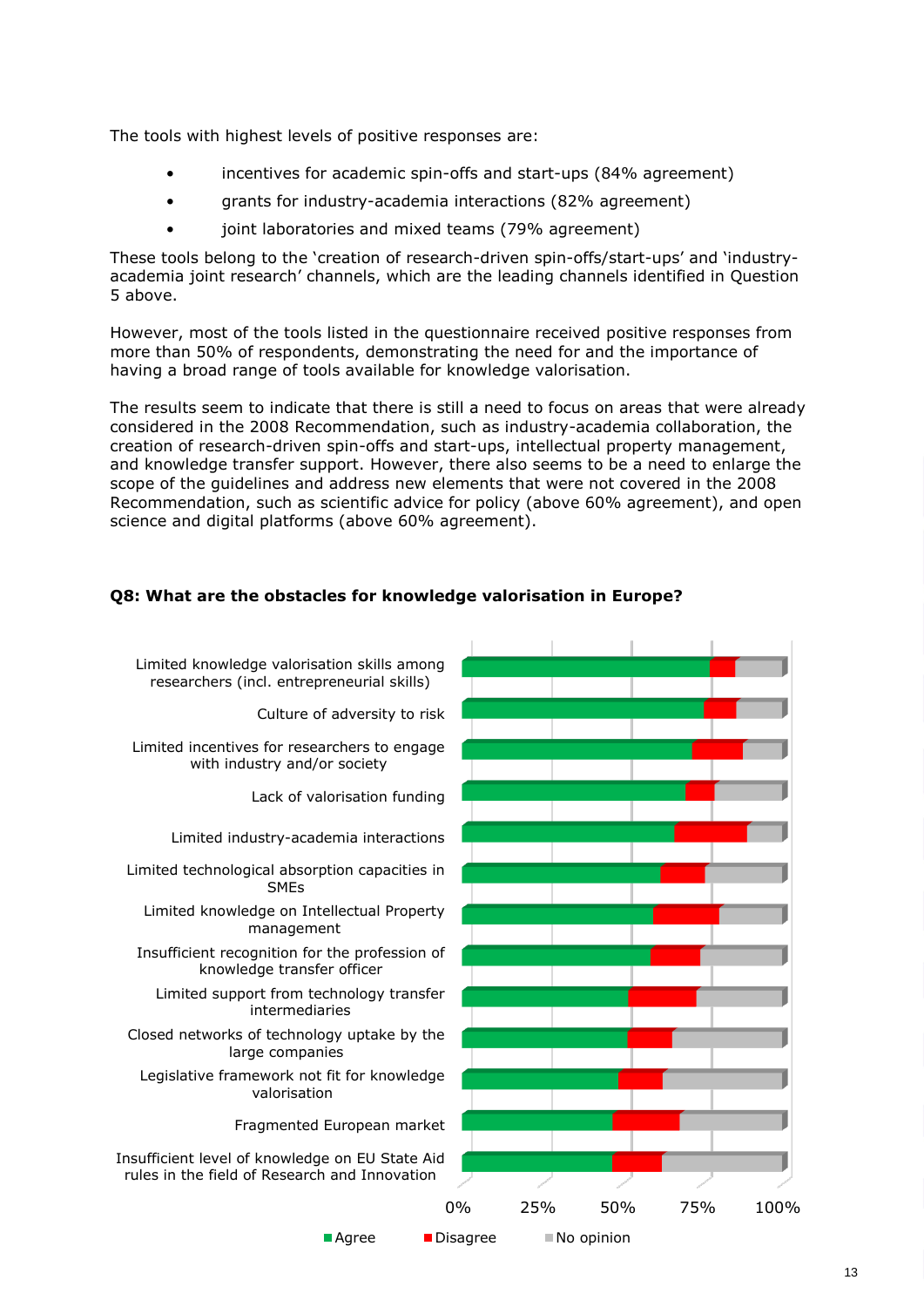The tools with highest levels of positive responses are:

- incentives for academic spin-offs and start-ups (84% agreement)
- grants for industry-academia interactions (82% agreement)
- joint laboratories and mixed teams (79% agreement)

These tools belong to the 'creation of research-driven spin-offs/start-ups' and 'industry-academia joint research' channels, which are the leading channels identified in Question 5 above.

However, most of the tools listed in the questionnaire received positive responses from more than 50% of respondents, demonstrating the need for and the importance of having a broad range of tools available for knowledge valorisation.

The results seem to indicate that there is still a need to focus on areas that were already considered in the 2008 Recommendation, such as industry-academia collaboration, the creation of research-driven spin-offs and start-ups, intellectual property management, and knowledge transfer support. However, there also seems to be a need to enlarge the scope of the guidelines and address new elements that were not covered in the 2008 Recommendation, such as scientific advice for policy (above 60% agreement), and open science and digital platforms (above 60% agreement).

### Q8: What are the obstacles for knowledge valorisation in Europe?

Limited knowledge valorisation skills among researchers (incl. entrepreneurial skills)

Culture of adversity to risk

Limited incentives for researchers to engage with industry and/or society

Lack of valorisation funding

Limited industry-academia interactions

Limited technological absorption capacities in SMEs

Limited knowledge on Intellectual Property management

Insufficient recognition for the profession of knowledge transfer officer

Limited support from technology transfer intermediaries

Closed networks of technology uptake by the large companies

Legislative framework not fit for knowledge valorisation

Fragmented European market

Insufficient level of knowledge on EU State Aid rules in the field of Research and Innovation

0% 25% 50% 75% 100%

Agree Disagree No opinion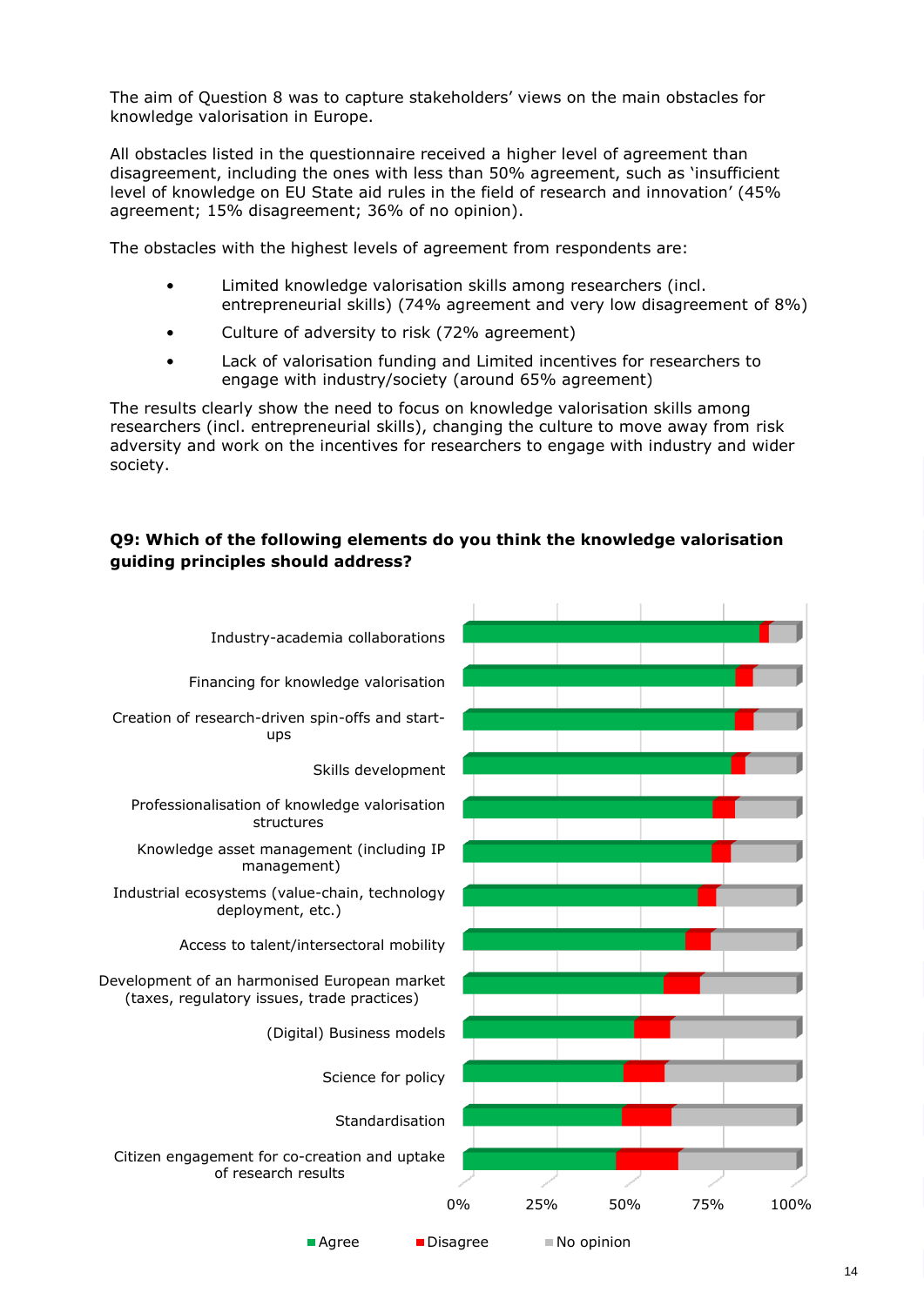The aim of Question 8 was to capture stakeholders' views on the main obstacles for knowledge valorisation in Europe.

All obstacles listed in the questionnaire received a higher level of agreement than disagreement, including the ones with less than 50% agreement, such as 'insufficient level of knowledge on EU State aid rules in the field of research and innovation' (45% agreement; 15% disagreement; 36% of no opinion).

The obstacles with the highest levels of agreement from respondents are:

- Limited knowledge valorisation skills among researchers (incl. entrepreneurial skills) (74% agreement and very low disagreement of 8%)
- Culture of adversity to risk (72% agreement)
- Lack of valorisation funding and Limited incentives for researchers to engage with industry/society (around 65% agreement)

The results clearly show the need to focus on knowledge valorisation skills among researchers (incl. entrepreneurial skills), changing the culture to move away from risk adversity and work on the incentives for researchers to engage with industry and wider society.

**Q9: Which of the following elements do you think the knowledge valorisation guiding principles should address?**

Industry-academia collaborations

Financing for knowledge valorisation

Creation of research-driven spin-offs and start-ups

Skills development

Professionalisation of knowledge valorisation structures

Knowledge asset management (including IP management)

Industrial ecosystems (value-chain, technology deployment, etc.)

Access to talent/intersectoral mobility

Development of an harmonised European market (taxes, regulatory issues, trade practices)

(Digital) Business models

Science for policy

Standardisation

Citizen engagement for co-creation and uptake of research results

0% 25% 50% 75% 100%

Agree Disagree No opinion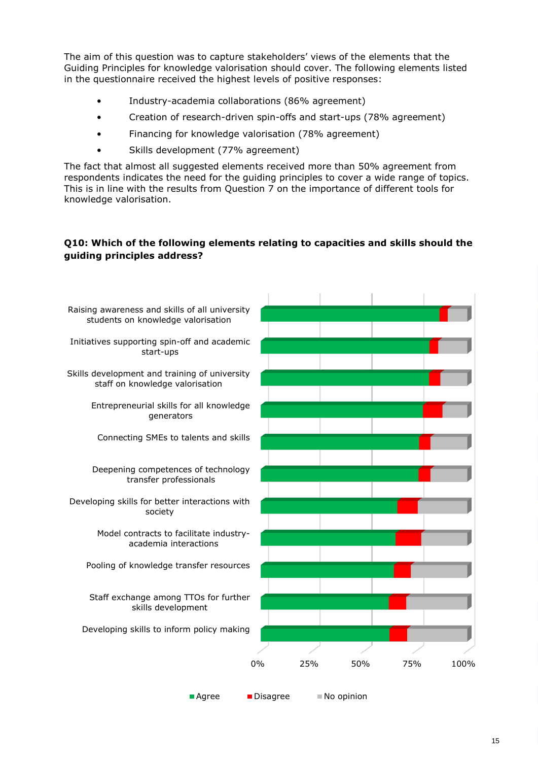The aim of this question was to capture stakeholders' views of the elements that the Guiding Principles for knowledge valorisation should cover. The following elements listed in the questionnaire received the highest levels of positive responses:

- Industry-academia collaborations (86% agreement)
- Creation of research-driven spin-offs and start-ups (78% agreement)
- Financing for knowledge valorisation (78% agreement)
- Skills development (77% agreement)

The fact that almost all suggested elements received more than 50% agreement from respondents indicates the need for the guiding principles to cover a wide range of topics. This is in line with the results from Question 7 on the importance of different tools for knowledge valorisation.

**Q10: Which of the following elements relating to capacities and skills should the guiding principles address?**

Raising awareness and skills of all university students on knowledge valorisation

Initiatives supporting spin-off and academic start-ups

Skills development and training of university staff on knowledge valorisation

Entrepreneurial skills for all knowledge generators

Connecting SMEs to talents and skills

Deepening competences of technology transfer professionals

Developing skills for better interactions with society

Model contracts to facilitate industry-academia interactions

Pooling of knowledge transfer resources

Staff exchange among TTOs for further skills development

Developing skills to inform policy making

0% 25% 50% 75% 100%

Agree Disagree No opinion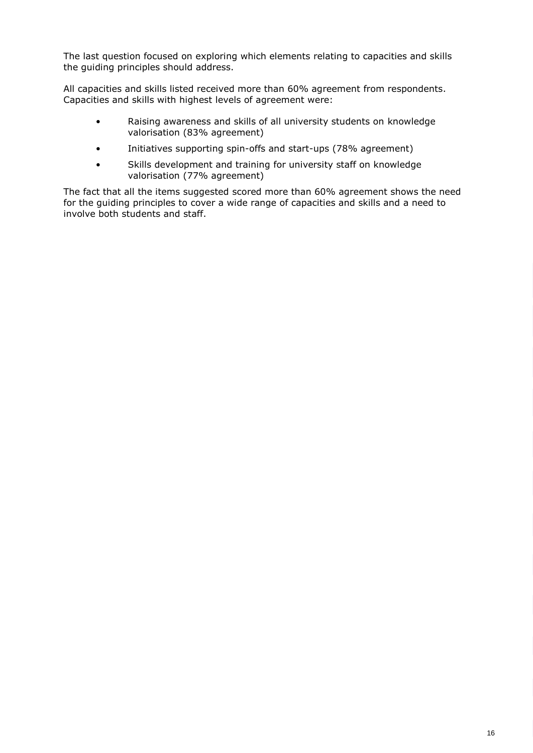The last question focused on exploring which elements relating to capacities and skills the guiding principles should address.

All capacities and skills listed received more than 60% agreement from respondents. Capacities and skills with highest levels of agreement were:

- Raising awareness and skills of all university students on knowledge valorisation (83% agreement)
- Initiatives supporting spin-offs and start-ups (78% agreement)
- Skills development and training for university staff on knowledge valorisation (77% agreement)

The fact that all the items suggested scored more than 60% agreement shows the need for the guiding principles to cover a wide range of capacities and skills and a need to involve both students and staff.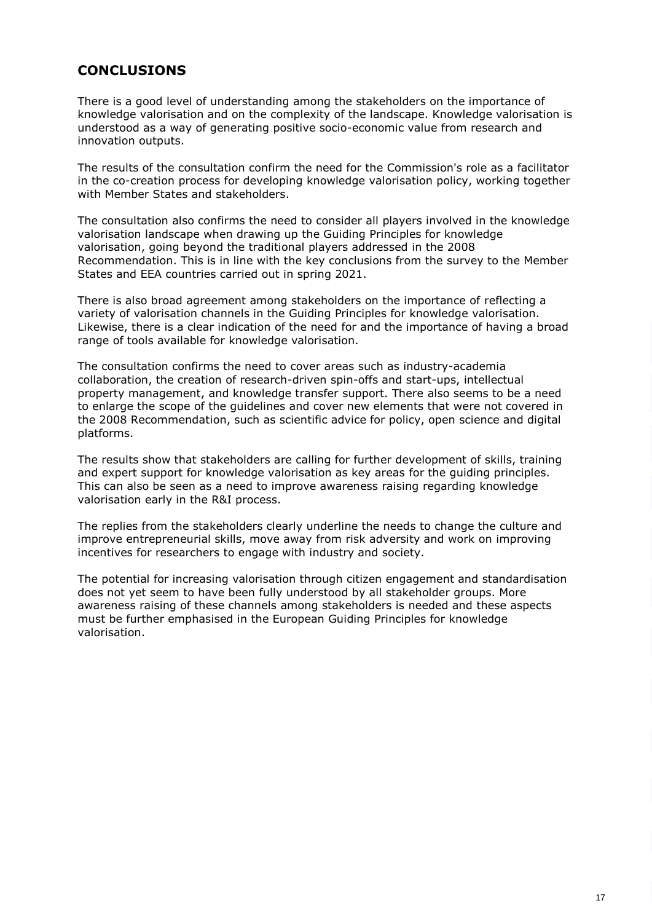## CONCLUSIONS

There is a good level of understanding among the stakeholders on the importance of knowledge valorisation and on the complexity of the landscape. Knowledge valorisation is understood as a way of generating positive socio-economic value from research and innovation outputs.

The results of the consultation confirm the need for the Commission's role as a facilitator in the co-creation process for developing knowledge valorisation policy, working together with Member States and stakeholders.

The consultation also confirms the need to consider all players involved in the knowledge valorisation landscape when drawing up the Guiding Principles for knowledge valorisation, going beyond the traditional players addressed in the 2008 Recommendation. This is in line with the key conclusions from the survey to the Member States and EEA countries carried out in spring 2021.

There is also broad agreement among stakeholders on the importance of reflecting a variety of valorisation channels in the Guiding Principles for knowledge valorisation. Likewise, there is a clear indication of the need for and the importance of having a broad range of tools available for knowledge valorisation.

The consultation confirms the need to cover areas such as industry-academia collaboration, the creation of research-driven spin-offs and start-ups, intellectual property management, and knowledge transfer support. There also seems to be a need to enlarge the scope of the guidelines and cover new elements that were not covered in the 2008 Recommendation, such as scientific advice for policy, open science and digital platforms.

The results show that stakeholders are calling for further development of skills, training and expert support for knowledge valorisation as key areas for the guiding principles. This can also be seen as a need to improve awareness raising regarding knowledge valorisation early in the R&I process.

The replies from the stakeholders clearly underline the needs to change the culture and improve entrepreneurial skills, move away from risk adversity and work on improving incentives for researchers to engage with industry and society.

The potential for increasing valorisation through citizen engagement and standardisation does not yet seem to have been fully understood by all stakeholder groups. More awareness raising of these channels among stakeholders is needed and these aspects must be further emphasised in the European Guiding Principles for knowledge valorisation.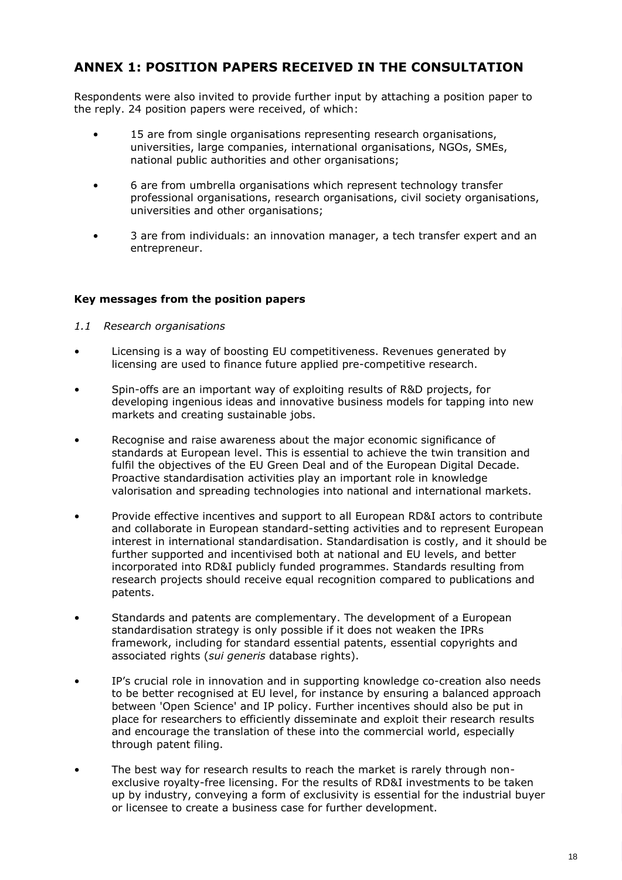## ANNEX 1: POSITION PAPERS RECEIVED IN THE CONSULTATION

Respondents were also invited to provide further input by attaching a position paper to the reply. 24 position papers were received, of which:

- 15 are from single organisations representing research organisations, universities, large companies, international organisations, NGOs, SMEs, national public authorities and other organisations;
- 6 are from umbrella organisations which represent technology transfer professional organisations, research organisations, civil society organisations, universities and other organisations;
- 3 are from individuals: an innovation manager, a tech transfer expert and an entrepreneur.

### Key messages from the position papers

*1.1 Research organisations*

- Licensing is a way of boosting EU competitiveness. Revenues generated by licensing are used to finance future applied pre-competitive research.
- Spin-offs are an important way of exploiting results of R&D projects, for developing ingenious ideas and innovative business models for tapping into new markets and creating sustainable jobs.
- Recognise and raise awareness about the major economic significance of standards at European level. This is essential to achieve the twin transition and fulfil the objectives of the EU Green Deal and of the European Digital Decade. Proactive standardisation activities play an important role in knowledge valorisation and spreading technologies into national and international markets.
- Provide effective incentives and support to all European RD&I actors to contribute and collaborate in European standard-setting activities and to represent European interest in international standardisation. Standardisation is costly, and it should be further supported and incentivised both at national and EU levels, and better incorporated into RD&I publicly funded programmes. Standards resulting from research projects should receive equal recognition compared to publications and patents.
- Standards and patents are complementary. The development of a European standardisation strategy is only possible if it does not weaken the IPRs framework, including for standard essential patents, essential copyrights and associated rights (*sui generis* database rights).
- IP's crucial role in innovation and in supporting knowledge co-creation also needs to be better recognised at EU level, for instance by ensuring a balanced approach between 'Open Science' and IP policy. Further incentives should also be put in place for researchers to efficiently disseminate and exploit their research results and encourage the translation of these into the commercial world, especially through patent filing.
- The best way for research results to reach the market is rarely through non-exclusive royalty-free licensing. For the results of RD&I investments to be taken up by industry, conveying a form of exclusivity is essential for the industrial buyer or licensee to create a business case for further development.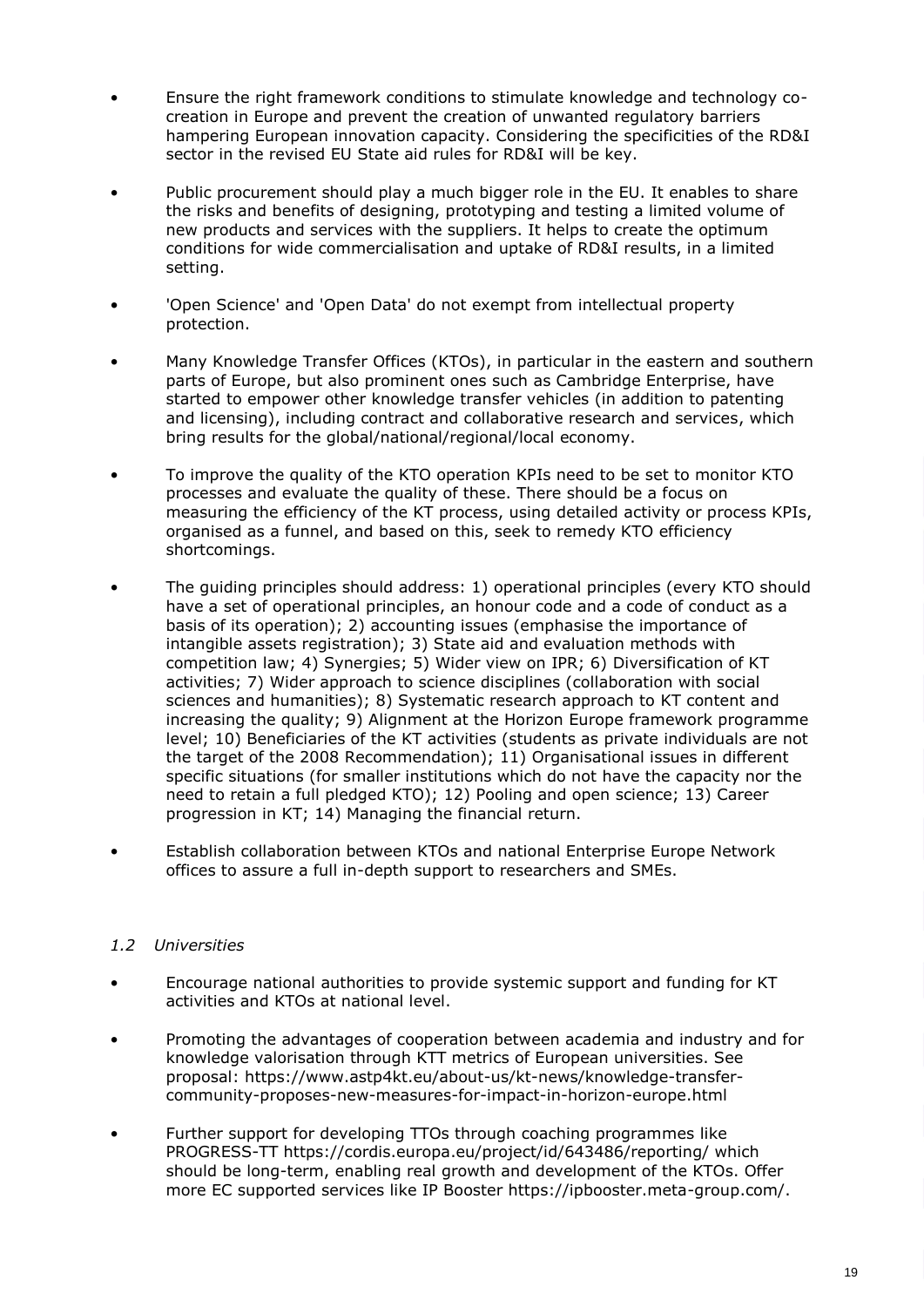- Ensure the right framework conditions to stimulate knowledge and technology co-creation in Europe and prevent the creation of unwanted regulatory barriers hampering European innovation capacity. Considering the specificities of the RD&I sector in the revised EU State aid rules for RD&I will be key.
- Public procurement should play a much bigger role in the EU. It enables to share the risks and benefits of designing, prototyping and testing a limited volume of new products and services with the suppliers. It helps to create the optimum conditions for wide commercialisation and uptake of RD&I results, in a limited setting.
- 'Open Science' and 'Open Data' do not exempt from intellectual property protection.
- Many Knowledge Transfer Offices (KTOs), in particular in the eastern and southern parts of Europe, but also prominent ones such as Cambridge Enterprise, have started to empower other knowledge transfer vehicles (in addition to patenting and licensing), including contract and collaborative research and services, which bring results for the global/national/regional/local economy.
- To improve the quality of the KTO operation KPIs need to be set to monitor KTO processes and evaluate the quality of these. There should be a focus on measuring the efficiency of the KT process, using detailed activity or process KPIs, organised as a funnel, and based on this, seek to remedy KTO efficiency shortcomings.
- The guiding principles should address: 1) operational principles (every KTO should have a set of operational principles, an honour code and a code of conduct as a basis of its operation); 2) accounting issues (emphasise the importance of intangible assets registration); 3) State aid and evaluation methods with competition law; 4) Synergies; 5) Wider view on IPR; 6) Diversification of KT activities; 7) Wider approach to science disciplines (collaboration with social sciences and humanities); 8) Systematic research approach to KT content and increasing the quality; 9) Alignment at the Horizon Europe framework programme level; 10) Beneficiaries of the KT activities (students as private individuals are not the target of the 2008 Recommendation); 11) Organisational issues in different specific situations (for smaller institutions which do not have the capacity nor the need to retain a full pledged KTO); 12) Pooling and open science; 13) Career progression in KT; 14) Managing the financial return.
- Establish collaboration between KTOs and national Enterprise Europe Network offices to assure a full in-depth support to researchers and SMEs.

### *1.2 Universities*

- Encourage national authorities to provide systemic support and funding for KT activities and KTOs at national level.
- Promoting the advantages of cooperation between academia and industry and for knowledge valorisation through KTT metrics of European universities. See proposal: https://www.astp4kt.eu/about-us/kt-news/knowledge-transfer-community-proposes-new-measures-for-impact-in-horizon-europe.html
- Further support for developing TTOs through coaching programmes like PROGRESS-TT https://cordis.europa.eu/project/id/643486/reporting/ which should be long-term, enabling real growth and development of the KTOs. Offer more EC supported services like IP Booster https://ipbooster.meta-group.com/.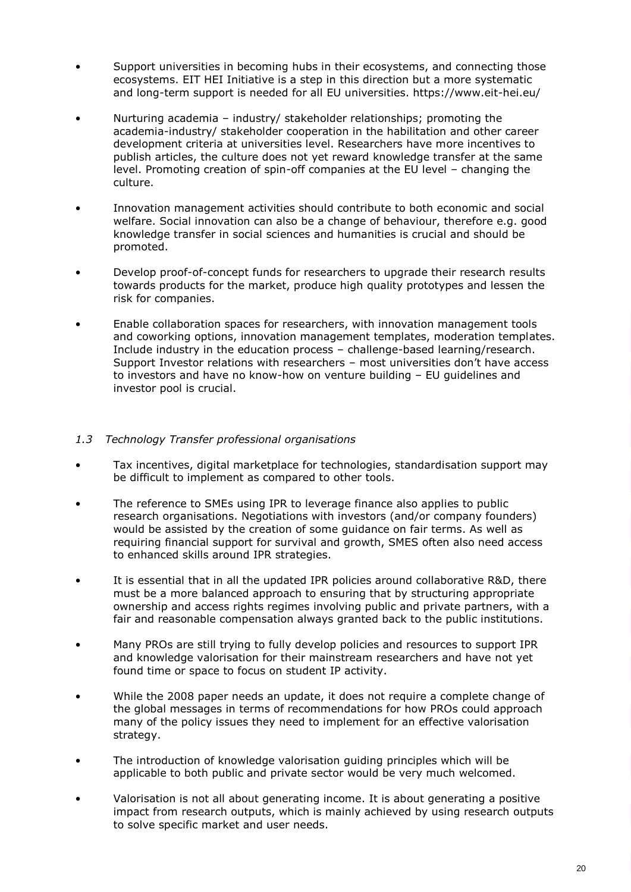- Support universities in becoming hubs in their ecosystems, and connecting those ecosystems. EIT HEI Initiative is a step in this direction but a more systematic and long-term support is needed for all EU universities. https://www.eit-hei.eu/
- Nurturing academia – industry/ stakeholder relationships; promoting the academia-industry/ stakeholder cooperation in the habilitation and other career development criteria at universities level. Researchers have more incentives to publish articles, the culture does not yet reward knowledge transfer at the same level. Promoting creation of spin-off companies at the EU level – changing the culture.
- Innovation management activities should contribute to both economic and social welfare. Social innovation can also be a change of behaviour, therefore e.g. good knowledge transfer in social sciences and humanities is crucial and should be promoted.
- Develop proof-of-concept funds for researchers to upgrade their research results towards products for the market, produce high quality prototypes and lessen the risk for companies.
- Enable collaboration spaces for researchers, with innovation management tools and coworking options, innovation management templates, moderation templates. Include industry in the education process – challenge-based learning/research. Support Investor relations with researchers – most universities don't have access to investors and have no know-how on venture building – EU guidelines and investor pool is crucial.

### *1.3 Technology Transfer professional organisations*

- Tax incentives, digital marketplace for technologies, standardisation support may be difficult to implement as compared to other tools.
- The reference to SMEs using IPR to leverage finance also applies to public research organisations. Negotiations with investors (and/or company founders) would be assisted by the creation of some guidance on fair terms. As well as requiring financial support for survival and growth, SMES often also need access to enhanced skills around IPR strategies.
- It is essential that in all the updated IPR policies around collaborative R&D, there must be a more balanced approach to ensuring that by structuring appropriate ownership and access rights regimes involving public and private partners, with a fair and reasonable compensation always granted back to the public institutions.
- Many PROs are still trying to fully develop policies and resources to support IPR and knowledge valorisation for their mainstream researchers and have not yet found time or space to focus on student IP activity.
- While the 2008 paper needs an update, it does not require a complete change of the global messages in terms of recommendations for how PROs could approach many of the policy issues they need to implement for an effective valorisation strategy.
- The introduction of knowledge valorisation guiding principles which will be applicable to both public and private sector would be very much welcomed.
- Valorisation is not all about generating income. It is about generating a positive impact from research outputs, which is mainly achieved by using research outputs to solve specific market and user needs.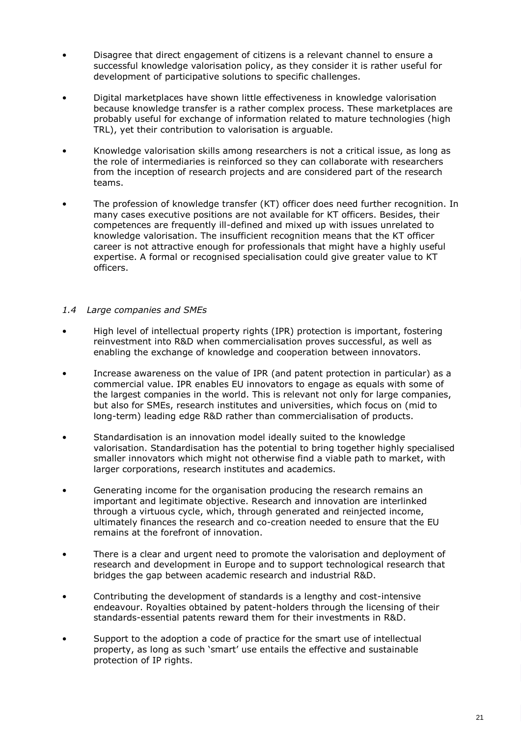- Disagree that direct engagement of citizens is a relevant channel to ensure a successful knowledge valorisation policy, as they consider it is rather useful for development of participative solutions to specific challenges.

- Digital marketplaces have shown little effectiveness in knowledge valorisation because knowledge transfer is a rather complex process. These marketplaces are probably useful for exchange of information related to mature technologies (high TRL), yet their contribution to valorisation is arguable.

- Knowledge valorisation skills among researchers is not a critical issue, as long as the role of intermediaries is reinforced so they can collaborate with researchers from the inception of research projects and are considered part of the research teams.

- The profession of knowledge transfer (KT) officer does need further recognition. In many cases executive positions are not available for KT officers. Besides, their competences are frequently ill-defined and mixed up with issues unrelated to knowledge valorisation. The insufficient recognition means that the KT officer career is not attractive enough for professionals that might have a highly useful expertise. A formal or recognised specialisation could give greater value to KT officers.

### *1.4 Large companies and SMEs*

- High level of intellectual property rights (IPR) protection is important, fostering reinvestment into R&D when commercialisation proves successful, as well as enabling the exchange of knowledge and cooperation between innovators.

- Increase awareness on the value of IPR (and patent protection in particular) as a commercial value. IPR enables EU innovators to engage as equals with some of the largest companies in the world. This is relevant not only for large companies, but also for SMEs, research institutes and universities, which focus on (mid to long-term) leading edge R&D rather than commercialisation of products.

- Standardisation is an innovation model ideally suited to the knowledge valorisation. Standardisation has the potential to bring together highly specialised smaller innovators which might not otherwise find a viable path to market, with larger corporations, research institutes and academics.

- Generating income for the organisation producing the research remains an important and legitimate objective. Research and innovation are interlinked through a virtuous cycle, which, through generated and reinjected income, ultimately finances the research and co-creation needed to ensure that the EU remains at the forefront of innovation.

- There is a clear and urgent need to promote the valorisation and deployment of research and development in Europe and to support technological research that bridges the gap between academic research and industrial R&D.

- Contributing the development of standards is a lengthy and cost-intensive endeavour. Royalties obtained by patent-holders through the licensing of their standards-essential patents reward them for their investments in R&D.

- Support to the adoption a code of practice for the smart use of intellectual property, as long as such 'smart' use entails the effective and sustainable protection of IP rights.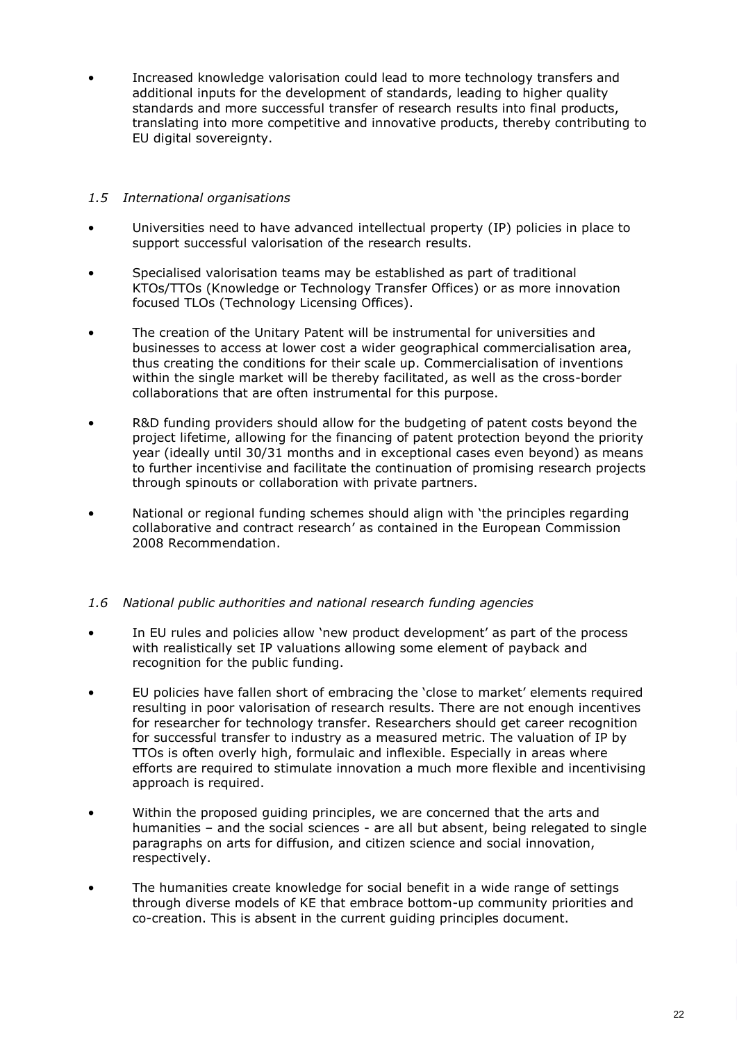- Increased knowledge valorisation could lead to more technology transfers and additional inputs for the development of standards, leading to higher quality standards and more successful transfer of research results into final products, translating into more competitive and innovative products, thereby contributing to EU digital sovereignty.

### *1.5 International organisations*

- Universities need to have advanced intellectual property (IP) policies in place to support successful valorisation of the research results.
- Specialised valorisation teams may be established as part of traditional KTOs/TTOs (Knowledge or Technology Transfer Offices) or as more innovation focused TLOs (Technology Licensing Offices).
- The creation of the Unitary Patent will be instrumental for universities and businesses to access at lower cost a wider geographical commercialisation area, thus creating the conditions for their scale up. Commercialisation of inventions within the single market will be thereby facilitated, as well as the cross-border collaborations that are often instrumental for this purpose.
- R&D funding providers should allow for the budgeting of patent costs beyond the project lifetime, allowing for the financing of patent protection beyond the priority year (ideally until 30/31 months and in exceptional cases even beyond) as means to further incentivise and facilitate the continuation of promising research projects through spinouts or collaboration with private partners.
- National or regional funding schemes should align with 'the principles regarding collaborative and contract research' as contained in the European Commission 2008 Recommendation.

### *1.6 National public authorities and national research funding agencies*

- In EU rules and policies allow 'new product development' as part of the process with realistically set IP valuations allowing some element of payback and recognition for the public funding.
- EU policies have fallen short of embracing the 'close to market' elements required resulting in poor valorisation of research results. There are not enough incentives for researcher for technology transfer. Researchers should get career recognition for successful transfer to industry as a measured metric. The valuation of IP by TTOs is often overly high, formulaic and inflexible. Especially in areas where efforts are required to stimulate innovation a much more flexible and incentivising approach is required.
- Within the proposed guiding principles, we are concerned that the arts and humanities – and the social sciences - are all but absent, being relegated to single paragraphs on arts for diffusion, and citizen science and social innovation, respectively.
- The humanities create knowledge for social benefit in a wide range of settings through diverse models of KE that embrace bottom-up community priorities and co-creation. This is absent in the current guiding principles document.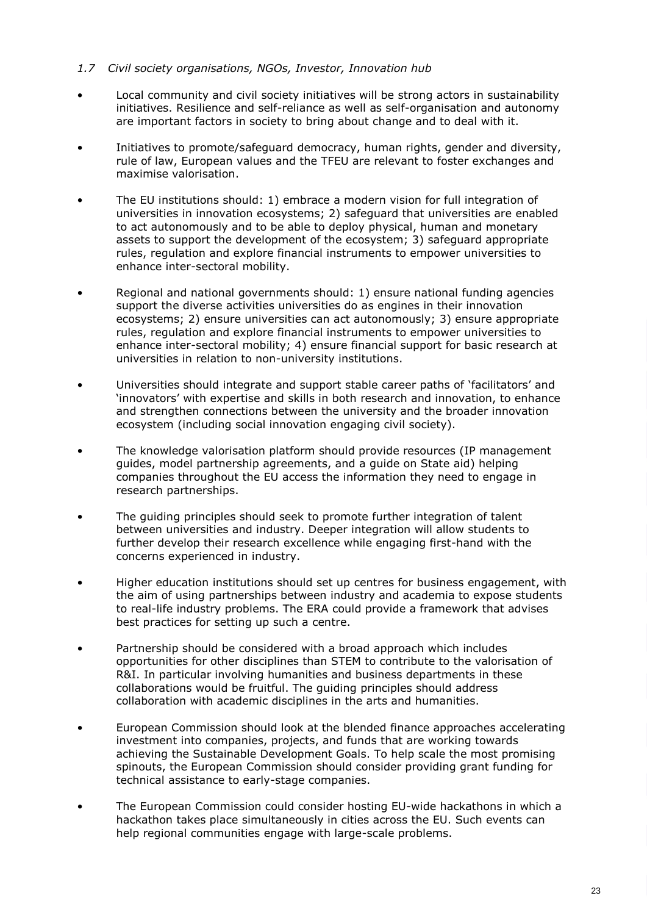### *1.7 Civil society organisations, NGOs, Investor, Innovation hub*

- Local community and civil society initiatives will be strong actors in sustainability initiatives. Resilience and self-reliance as well as self-organisation and autonomy are important factors in society to bring about change and to deal with it.
- Initiatives to promote/safeguard democracy, human rights, gender and diversity, rule of law, European values and the TFEU are relevant to foster exchanges and maximise valorisation.
- The EU institutions should: 1) embrace a modern vision for full integration of universities in innovation ecosystems; 2) safeguard that universities are enabled to act autonomously and to be able to deploy physical, human and monetary assets to support the development of the ecosystem; 3) safeguard appropriate rules, regulation and explore financial instruments to empower universities to enhance inter-sectoral mobility.
- Regional and national governments should: 1) ensure national funding agencies support the diverse activities universities do as engines in their innovation ecosystems; 2) ensure universities can act autonomously; 3) ensure appropriate rules, regulation and explore financial instruments to empower universities to enhance inter-sectoral mobility; 4) ensure financial support for basic research at universities in relation to non-university institutions.
- Universities should integrate and support stable career paths of 'facilitators' and 'innovators' with expertise and skills in both research and innovation, to enhance and strengthen connections between the university and the broader innovation ecosystem (including social innovation engaging civil society).
- The knowledge valorisation platform should provide resources (IP management guides, model partnership agreements, and a guide on State aid) helping companies throughout the EU access the information they need to engage in research partnerships.
- The guiding principles should seek to promote further integration of talent between universities and industry. Deeper integration will allow students to further develop their research excellence while engaging first-hand with the concerns experienced in industry.
- Higher education institutions should set up centres for business engagement, with the aim of using partnerships between industry and academia to expose students to real-life industry problems. The ERA could provide a framework that advises best practices for setting up such a centre.
- Partnership should be considered with a broad approach which includes opportunities for other disciplines than STEM to contribute to the valorisation of R&I. In particular involving humanities and business departments in these collaborations would be fruitful. The guiding principles should address collaboration with academic disciplines in the arts and humanities.
- European Commission should look at the blended finance approaches accelerating investment into companies, projects, and funds that are working towards achieving the Sustainable Development Goals. To help scale the most promising spinouts, the European Commission should consider providing grant funding for technical assistance to early-stage companies.
- The European Commission could consider hosting EU-wide hackathons in which a hackathon takes place simultaneously in cities across the EU. Such events can help regional communities engage with large-scale problems.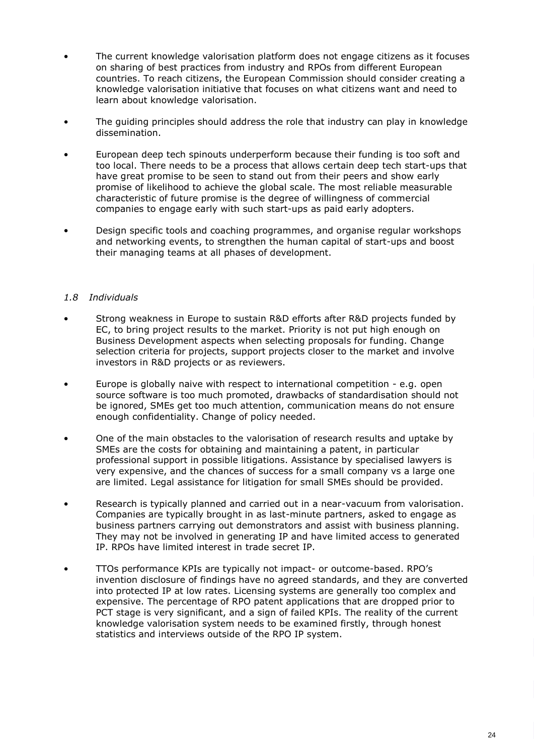- The current knowledge valorisation platform does not engage citizens as it focuses on sharing of best practices from industry and RPOs from different European countries. To reach citizens, the European Commission should consider creating a knowledge valorisation initiative that focuses on what citizens want and need to learn about knowledge valorisation.

- The guiding principles should address the role that industry can play in knowledge dissemination.

- European deep tech spinouts underperform because their funding is too soft and too local. There needs to be a process that allows certain deep tech start-ups that have great promise to be seen to stand out from their peers and show early promise of likelihood to achieve the global scale. The most reliable measurable characteristic of future promise is the degree of willingness of commercial companies to engage early with such start-ups as paid early adopters.

- Design specific tools and coaching programmes, and organise regular workshops and networking events, to strengthen the human capital of start-ups and boost their managing teams at all phases of development.

### *1.8 Individuals*

- Strong weakness in Europe to sustain R&D efforts after R&D projects funded by EC, to bring project results to the market. Priority is not put high enough on Business Development aspects when selecting proposals for funding. Change selection criteria for projects, support projects closer to the market and involve investors in R&D projects or as reviewers.

- Europe is globally naive with respect to international competition - e.g. open source software is too much promoted, drawbacks of standardisation should not be ignored, SMEs get too much attention, communication means do not ensure enough confidentiality. Change of policy needed.

- One of the main obstacles to the valorisation of research results and uptake by SMEs are the costs for obtaining and maintaining a patent, in particular professional support in possible litigations. Assistance by specialised lawyers is very expensive, and the chances of success for a small company vs a large one are limited. Legal assistance for litigation for small SMEs should be provided.

- Research is typically planned and carried out in a near-vacuum from valorisation. Companies are typically brought in as last-minute partners, asked to engage as business partners carrying out demonstrators and assist with business planning. They may not be involved in generating IP and have limited access to generated IP. RPOs have limited interest in trade secret IP.

- TTOs performance KPIs are typically not impact- or outcome-based. RPO's invention disclosure of findings have no agreed standards, and they are converted into protected IP at low rates. Licensing systems are generally too complex and expensive. The percentage of RPO patent applications that are dropped prior to PCT stage is very significant, and a sign of failed KPIs. The reality of the current knowledge valorisation system needs to be examined firstly, through honest statistics and interviews outside of the RPO IP system.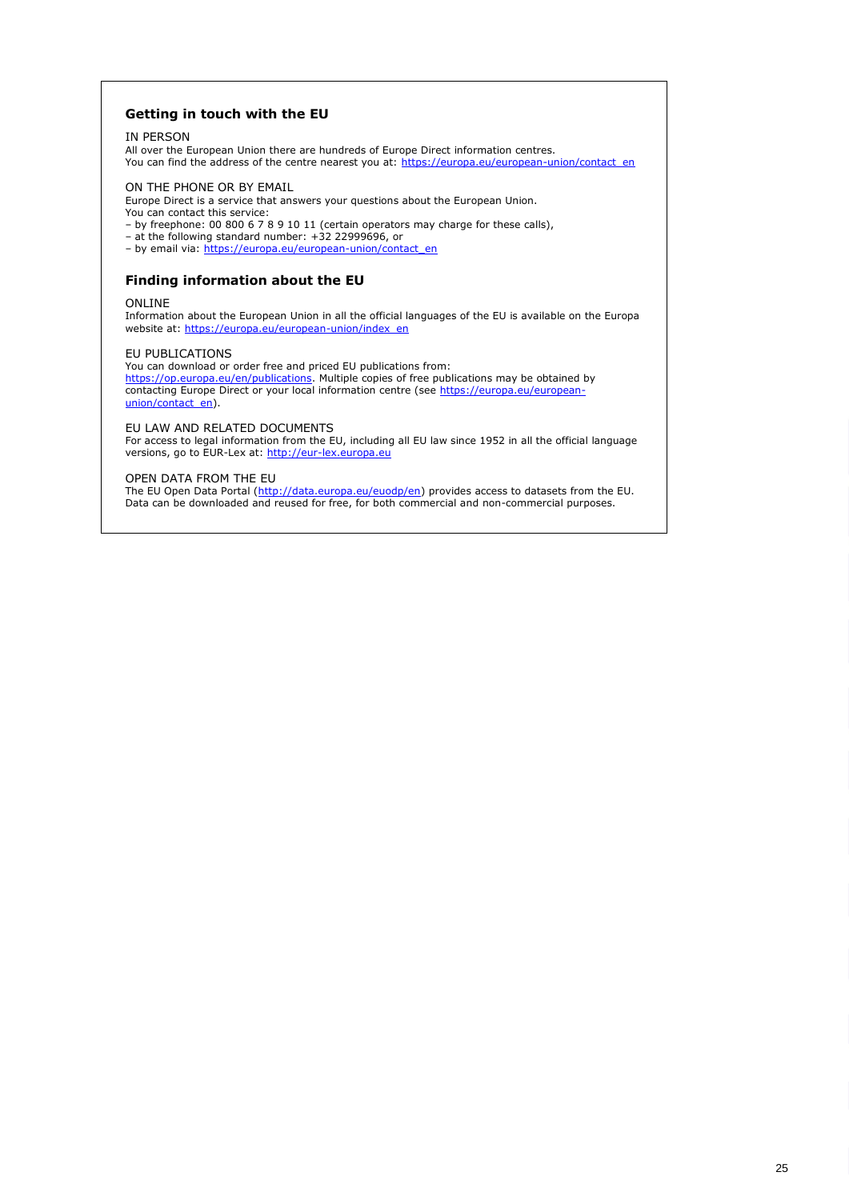## Getting in touch with the EU

IN PERSON

All over the European Union there are hundreds of Europe Direct information centres.
You can find the address of the centre nearest you at: https://europa.eu/european-union/contact_en

ON THE PHONE OR BY EMAIL

Europe Direct is a service that answers your questions about the European Union.
You can contact this service:

– by freephone: 00 800 6 7 8 9 10 11 (certain operators may charge for these calls),
– at the following standard number: +32 22999696, or
– by email via: https://europa.eu/european-union/contact_en

## Finding information about the EU

ONLINE

Information about the European Union in all the official languages of the EU is available on the Europa website at: https://europa.eu/european-union/index_en

EU PUBLICATIONS

You can download or order free and priced EU publications from:
https://op.europa.eu/en/publications. Multiple copies of free publications may be obtained by contacting Europe Direct or your local information centre (see https://europa.eu/european-union/contact_en).

EU LAW AND RELATED DOCUMENTS

For access to legal information from the EU, including all EU law since 1952 in all the official language versions, go to EUR-Lex at: http://eur-lex.europa.eu

OPEN DATA FROM THE EU

The EU Open Data Portal (http://data.europa.eu/euodp/en) provides access to datasets from the EU. Data can be downloaded and reused for free, for both commercial and non-commercial purposes.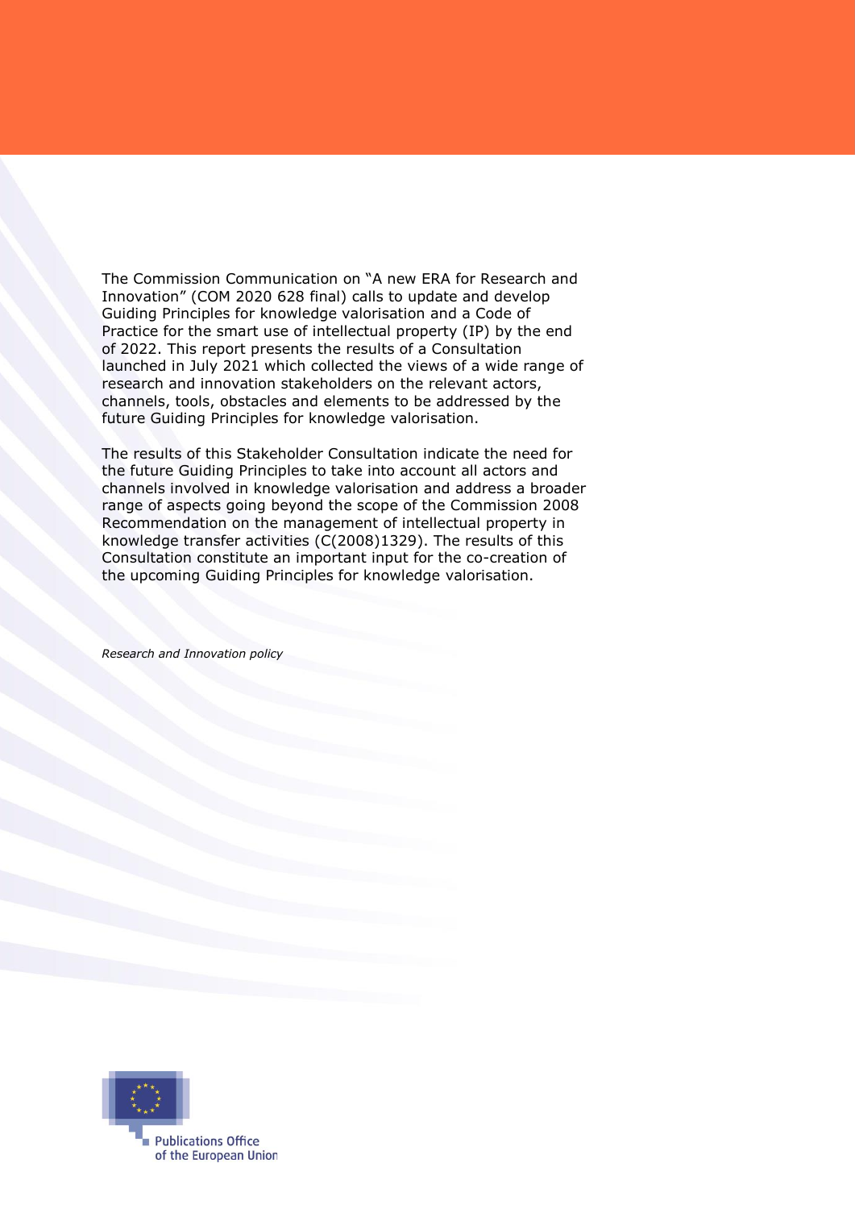The Commission Communication on “A new ERA for Research and Innovation” (COM 2020 628 final) calls to update and develop Guiding Principles for knowledge valorisation and a Code of Practice for the smart use of intellectual property (IP) by the end of 2022. This report presents the results of a Consultation launched in July 2021 which collected the views of a wide range of research and innovation stakeholders on the relevant actors, channels, tools, obstacles and elements to be addressed by the future Guiding Principles for knowledge valorisation.

The results of this Stakeholder Consultation indicate the need for the future Guiding Principles to take into account all actors and channels involved in knowledge valorisation and address a broader range of aspects going beyond the scope of the Commission 2008 Recommendation on the management of intellectual property in knowledge transfer activities (C(2008)1329). The results of this Consultation constitute an important input for the co-creation of the upcoming Guiding Principles for knowledge valorisation.

*Research and Innovation policy*

Publications Office of the European Union